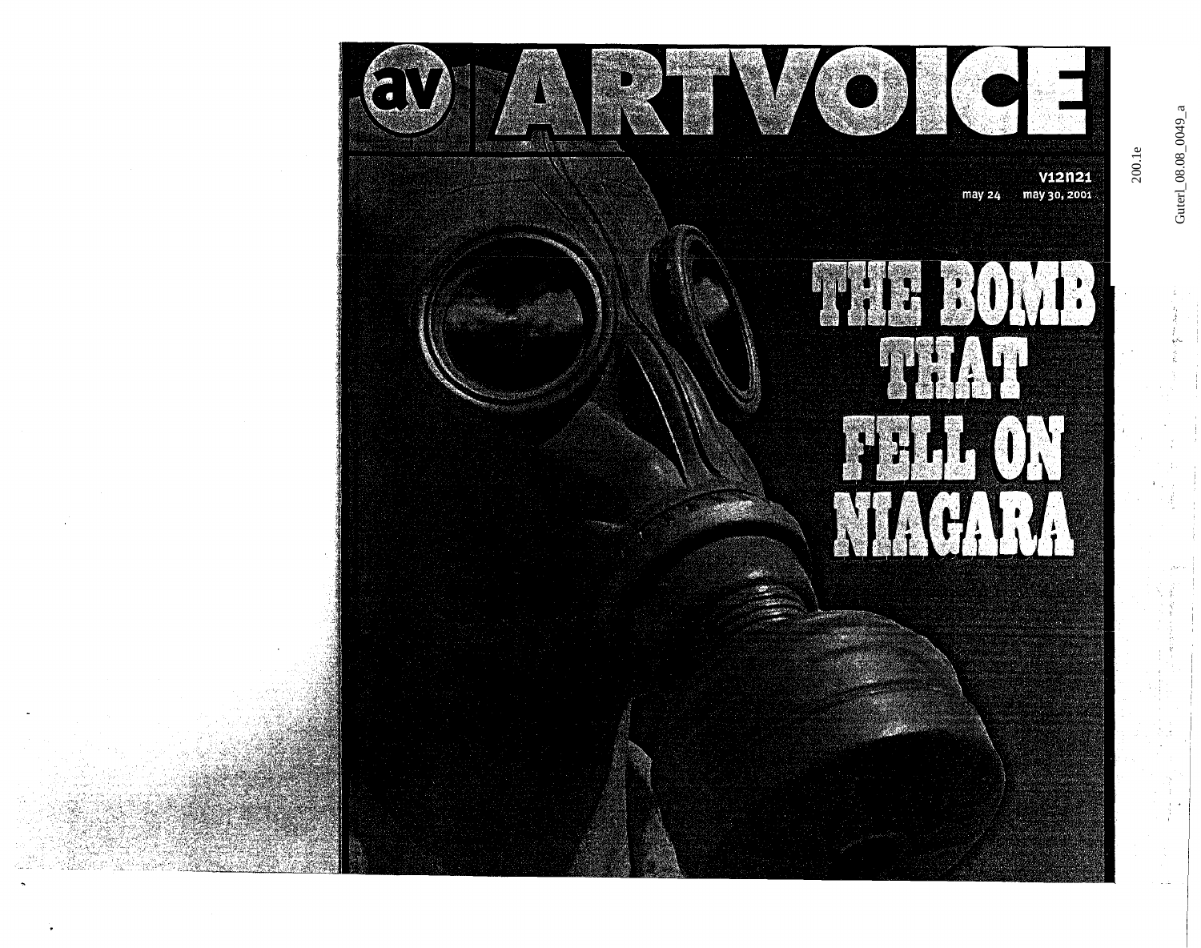# ARTVOICE

v12n21
may 24 — may 30, 2001

# THE BOMB THAT FELL ON NIAGARA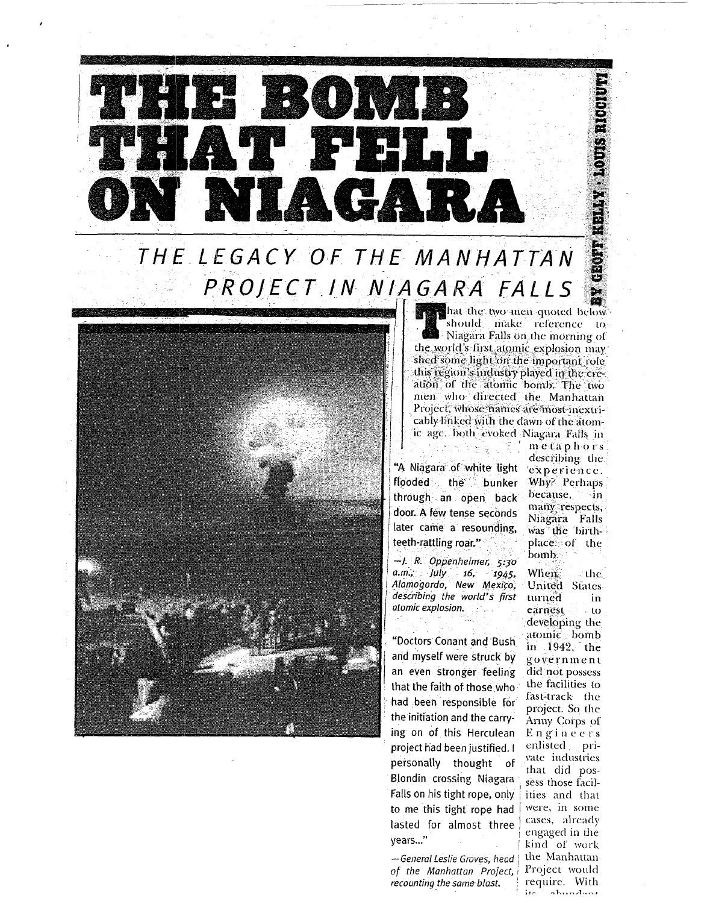# THE BOMB THAT FELL ON NIAGARA

## THE LEGACY OF THE MANHATTAN PROJECT IN NIAGARA FALLS

BY GEOFF KELLY · LOUIS RICCIUTI

That the two men quoted below should make reference to Niagara Falls on the morning of the world's first atomic explosion may shed some light on the important role this region's industry played in the creation of the atomic bomb. The two men who directed the Manhattan Project, whose names are most inextricably linked with the dawn of the atomic age, both evoked Niagara Falls in metaphors describing the experience. Why? Perhaps because, in many respects, Niagara Falls was the birthplace of the bomb.

"A Niagara of white light flooded the bunker through an open back door. A few tense seconds later came a resounding, teeth-rattling roar."

*—J. R. Oppenheimer, 5:30 a.m., July 16, 1945, Alamogordo, New Mexico, describing the world's first atomic explosion.*

"Doctors Conant and Bush and myself were struck by an even stronger feeling that the faith of those who had been responsible for the initiation and the carrying on of this Herculean project had been justified. I personally thought of Blondin crossing Niagara Falls on his tight rope, only to me this tight rope had lasted for almost three years..."

*—General Leslie Groves, head of the Manhattan Project, recounting the same blast.*

When the United States turned in earnest to developing the atomic bomb in 1942, the government did not possess the facilities to fast-track the project. So the Army Corps of Engineers enlisted private industries that did possess those facilities and that were, in some cases, already engaged in the kind of work the Manhattan Project would require. With its abundant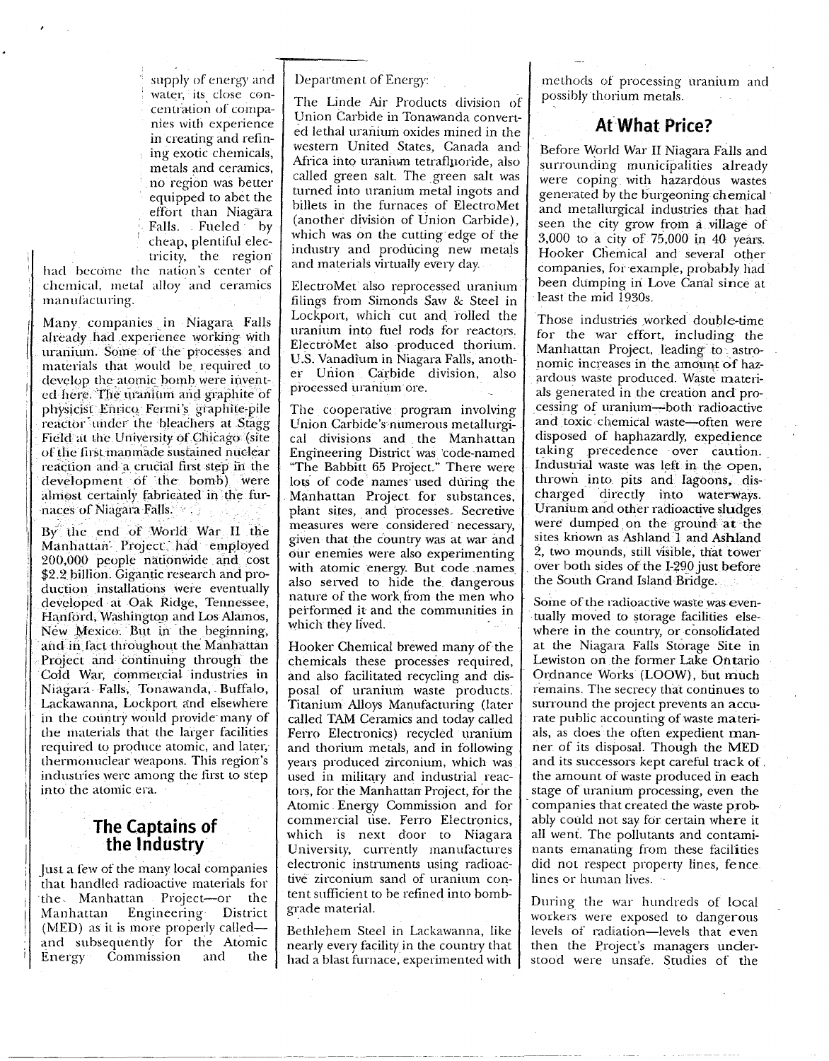supply of energy and water, its close concentration of companies with experience in creating and refining exotic chemicals, metals and ceramics, no region was better equipped to abet the effort than Niagara Falls. Fueled by cheap, plentiful electricity, the region had become the nation's center of chemical, metal alloy and ceramics manufacturing.

Many companies in Niagara Falls already had experience working with uranium. Some of the processes and materials that would be required to develop the atomic bomb were invented here. The uranium and graphite of physicist Enrico Fermi's graphite-pile reactor under the bleachers at Stagg Field at the University of Chicago (site of the first manmade sustained nuclear reaction and a crucial first step in the development of the bomb) were almost certainly fabricated in the furnaces of Niagara Falls.

By the end of World War II the Manhattan Project had employed 200,000 people nationwide and cost $2.2 billion. Gigantic research and production installations were eventually developed at Oak Ridge, Tennessee, Hanford, Washington and Los Alamos, New Mexico. But in the beginning, and in fact throughout the Manhattan Project and continuing through the Cold War, commercial industries in Niagara Falls, Tonawanda, Buffalo, Lackawanna, Lockport and elsewhere in the country would provide many of the materials that the larger facilities required to produce atomic, and later, thermonuclear weapons. This region's industries were among the first to step into the atomic era.

## The Captains of the Industry

Just a few of the many local companies that handled radioactive materials for the Manhattan Project—or the Manhattan Engineering District (MED) as it is more properly called—and subsequently for the Atomic Energy Commission and the Department of Energy:

The Linde Air Products division of Union Carbide in Tonawanda converted lethal uranium oxides mined in the western United States, Canada and Africa into uranium tetrafluoride, also called green salt. The green salt was turned into uranium metal ingots and billets in the furnaces of ElectroMet (another division of Union Carbide), which was on the cutting edge of the industry and producing new metals and materials virtually every day.

ElectroMet also reprocessed uranium filings from Simonds Saw & Steel in Lockport, which cut and rolled the uranium into fuel rods for reactors. ElectroMet also produced thorium. U.S. Vanadium in Niagara Falls, another Union Carbide division, also processed uranium ore.

The cooperative program involving Union Carbide's numerous metallurgical divisions and the Manhattan Engineering District was code-named "The Babbitt 65 Project." There were lots of code names used during the Manhattan Project for substances, plant sites, and processes. Secretive measures were considered necessary, given that the country was at war and our enemies were also experimenting with atomic energy. But code names also served to hide the dangerous nature of the work from the men who performed it and the communities in which they lived.

Hooker Chemical brewed many of the chemicals these processes required, and also facilitated recycling and disposal of uranium waste products. Titanium Alloys Manufacturing (later called TAM Ceramics and today called Ferro Electronics) recycled uranium and thorium metals, and in following years produced zirconium, which was used in military and industrial reactors, for the Manhattan Project, for the Atomic Energy Commission and for commercial use. Ferro Electronics, which is next door to Niagara University, currently manufactures electronic instruments using radioactive zirconium sand of uranium content sufficient to be refined into bomb-grade material.

Bethlehem Steel in Lackawanna, like nearly every facility in the country that had a blast furnace, experimented with methods of processing uranium and possibly thorium metals.

## At What Price?

Before World War II Niagara Falls and surrounding municipalities already were coping with hazardous wastes generated by the burgeoning chemical and metallurgical industries that had seen the city grow from a village of 3,000 to a city of 75,000 in 40 years. Hooker Chemical and several other companies, for example, probably had been dumping in Love Canal since at least the mid 1930s.

Those industries worked double-time for the war effort, including the Manhattan Project, leading to astronomic increases in the amount of hazardous waste produced. Waste materials generated in the creation and processing of uranium—both radioactive and toxic chemical waste—often were disposed of haphazardly, expedience taking precedence over caution. Industrial waste was left in the open, thrown into pits and lagoons, discharged directly into waterways. Uranium and other radioactive sludges were dumped on the ground at the sites known as Ashland 1 and Ashland 2, two mounds, still visible, that tower over both sides of the I-290 just before the South Grand Island Bridge.

Some of the radioactive waste was eventually moved to storage facilities elsewhere in the country, or consolidated at the Niagara Falls Storage Site in Lewiston on the former Lake Ontario Ordnance Works (LOOW), but much remains. The secrecy that continues to surround the project prevents an accurate public accounting of waste materials, as does the often expedient manner of its disposal. Though the MED and its successors kept careful track of the amount of waste produced in each stage of uranium processing, even the companies that created the waste probably could not say for certain where it all went. The pollutants and contaminants emanating from these facilities did not respect property lines, fence lines or human lives.

During the war hundreds of local workers were exposed to dangerous levels of radiation—levels that even then the Project's managers understood were unsafe. Studies of the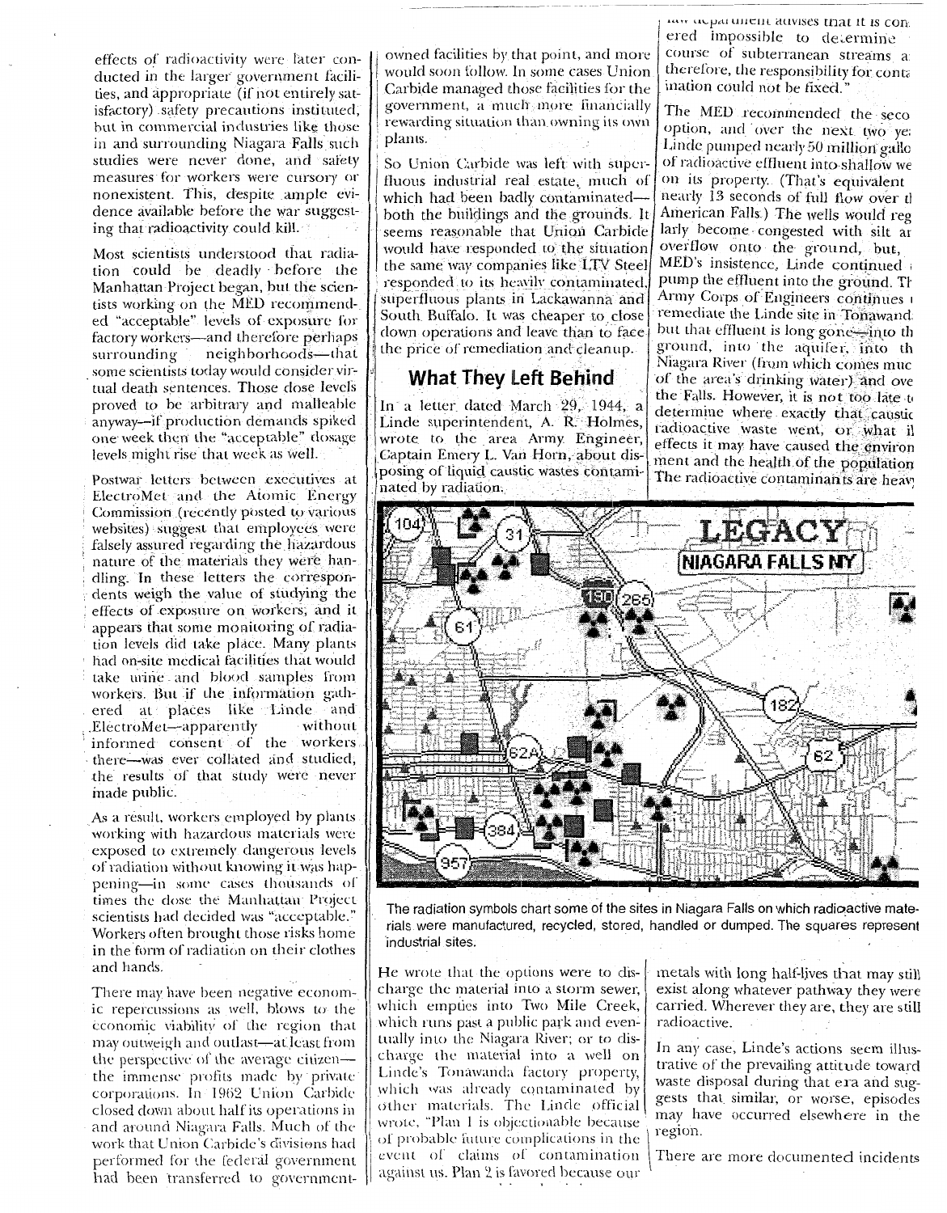effects of radioactivity were later conducted in the larger government facilities, and appropriate (if not entirely satisfactory) safety precautions instituted, but in commercial industries like those in and surrounding Niagara Falls such studies were never done, and safety measures for workers were cursory or nonexistent. This, despite ample evidence available before the war suggesting that radioactivity could kill.

Most scientists understood that radiation could be deadly before the Manhattan Project began, but the scientists working on the MED recommended "acceptable" levels of exposure for factory workers—and therefore perhaps surrounding neighborhoods—that some scientists today would consider virtual death sentences. Those dose levels proved to be arbitrary and malleable anyway—if production demands spiked one week then the "acceptable" dosage levels might rise that week as well.

Postwar letters between executives at ElectroMet and the Atomic Energy Commission (recently posted to various websites) suggest that employees were falsely assured regarding the hazardous nature of the materials they were handling. In these letters the correspondents weigh the value of studying the effects of exposure on workers, and it appears that some monitoring of radiation levels did take place. Many plants had on-site medical facilities that would take urine and blood samples from workers. But if the information gathered at places like Linde and ElectroMet—apparently without informed consent of the workers there—was ever collated and studied, the results of that study were never made public.

As a result, workers employed by plants working with hazardous materials were exposed to extremely dangerous levels of radiation without knowing it was happening—in some cases thousands of times the dose the Manhattan Project scientists had decided was "acceptable." Workers often brought those risks home in the form of radiation on their clothes and hands.

There may have been negative economic repercussions as well, blows to the economic viability of the region that may outweigh and outlast—at least from the perspective of the average citizen—the immense profits made by private corporations. In 1962 Union Carbide closed down about half its operations in and around Niagara Falls. Much of the work that Union Carbide's divisions had performed for the federal government had been transferred to government-owned facilities by that point, and more would soon follow. In some cases Union Carbide managed those facilities for the government, a much more financially rewarding situation than owning its own plants.

So Union Carbide was left with superfluous industrial real estate, much of which had been badly contaminated—both the buildings and the grounds. It seems reasonable that Union Carbide would have responded to the situation the same way companies like LTV Steel responded to its heavily contaminated, superfluous plants in Lackawanna and South Buffalo. It was cheaper to close down operations and leave than to face the price of remediation and cleanup.

## What They Left Behind

In a letter dated March 29, 1944, a Linde superintendent, A. R. Holmes, wrote to the area Army Engineer, Captain Emery L. Van Horn, about disposing of liquid caustic wastes contaminated by radiation.

He wrote that the options were to discharge the material into a storm sewer, which empties into Two Mile Creek, which runs past a public park and eventually into the Niagara River; or to discharge the material into a well on Linde's Tonawanda factory property, which was already contaminated by other materials. The Linde official wrote, "Plan 1 is objectionable because of probable future complications in the event of claims of contamination against us. Plan 2 is favored because our law department advises that it is considered impossible to determine course of subterranean streams and therefore, the responsibility for contamination could not be fixed."

The MED recommended the second option, and over the next two years Linde pumped nearly 50 million gallons of radioactive effluent into shallow wells on its property. (That's equivalent to nearly 13 seconds of full flow over the American Falls.) The wells would regularly become congested with silt and overflow onto the ground, but, at MED's insistence, Linde continued to pump the effluent into the ground. The Army Corps of Engineers continues to remediate the Linde site in Tonawanda, but that effluent is long gone—into the ground, into the aquifer, into the Niagara River (from which comes much of the area's drinking water) and over the Falls. However, it is not too late to determine where exactly that caustic radioactive waste went, or what ill effects it may have caused the environment and the health of the population. The radioactive contaminants are heavy metals with long half-lives that may still exist along whatever pathway they were carried. Wherever they are, they are still radioactive.

In any case, Linde's actions seem illustrative of the prevailing attitude toward waste disposal during that era and suggests that similar, or worse, episodes may have occurred elsewhere in the region.

There are more documented incidents

LEGACY NIAGARA FALLS NY

The radiation symbols chart some of the sites in Niagara Falls on which radioactive materials were manufactured, recycled, stored, handled or dumped. The squares represent industrial sites.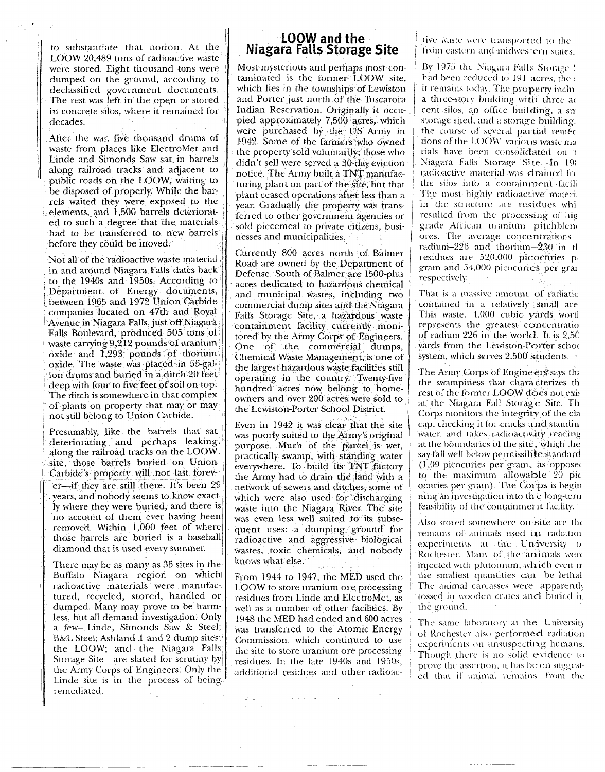to substantiate that notion. At the LOOW 20,489 tons of radioactive waste were stored. Eight thousand tons were dumped on the ground, according to declassified government documents. The rest was left in the open or stored in concrete silos, where it remained for decades.

After the war, five thousand drums of waste from places like ElectroMet and Linde and Simonds Saw sat in barrels along railroad tracks and adjacent to public roads on the LOOW, waiting to be disposed of properly. While the barrels waited they were exposed to the elements, and 1,500 barrels deteriorated to such a degree that the materials had to be transferred to new barrels before they could be moved.

Not all of the radioactive waste material in and around Niagara Falls dates back to the 1940s and 1950s. According to Department of Energy documents, between 1965 and 1972 Union Carbide companies located on 47th and Royal Avenue in Niagara Falls, just off Niagara Falls Boulevard, produced 505 tons of waste carrying 9,212 pounds of uranium oxide and 1,293 pounds of thorium oxide. The waste was placed in 55-gallon drums and buried in a ditch 20 feet deep with four to five feet of soil on top. The ditch is somewhere in that complex of plants on property that may or may not still belong to Union Carbide.

Presumably, like the barrels that sat deteriorating and perhaps leaking along the railroad tracks on the LOOW site, those barrels buried on Union Carbide's property will not last forever—if they are still there. It's been 29 years, and nobody seems to know exactly where they were buried, and there is no account of them ever having been removed. Within 1,000 feet of where those barrels are buried is a baseball diamond that is used every summer.

There may be as many as 35 sites in the Buffalo Niagara region on which radioactive materials were manufactured, recycled, stored, handled or dumped. Many may prove to be harmless, but all demand investigation. Only a few—Linde, Simonds Saw & Steel; B&L Steel; Ashland 1 and 2 dump sites; the LOOW; and the Niagara Falls Storage Site—are slated for scrutiny by the Army Corps of Engineers. Only the Linde site is in the process of being remediated.

## LOOW and the Niagara Falls Storage Site

Most mysterious and perhaps most contaminated is the former LOOW site, which lies in the townships of Lewiston and Porter just north of the Tuscarora Indian Reservation. Originally it occupied approximately 7,500 acres, which were purchased by the US Army in 1942. Some of the farmers who owned the property sold voluntarily; those who didn't sell were served a 30-day eviction notice. The Army built a TNT manufacturing plant on part of the site, but that plant ceased operations after less than a year. Gradually the property was transferred to other government agencies or sold piecemeal to private citizens, businesses and municipalities.

Currently 800 acres north of Balmer Road are owned by the Department of Defense. South of Balmer are 1500-plus acres dedicated to hazardous chemical and municipal wastes, including two commercial dump sites and the Niagara Falls Storage Site, a hazardous waste containment facility currently monitored by the Army Corps of Engineers. One of the commercial dumps, Chemical Waste Management, is one of the largest hazardous waste facilities still operating in the country. Twenty-five hundred acres now belong to homeowners and over 200 acres were sold to the Lewiston-Porter School District.

Even in 1942 it was clear that the site was poorly suited to the Army's original purpose. Much of the parcel is wet, practically swamp, with standing water everywhere. To build its TNT factory the Army had to drain the land with a network of sewers and ditches, some of which were also used for discharging waste into the Niagara River. The site was even less well suited to its subsequent uses: a dumping ground for radioactive and aggressive biological wastes, toxic chemicals, and nobody knows what else.

From 1944 to 1947, the MED used the LOOW to store uranium ore processing residues from Linde and ElectroMet, as well as a number of other facilities. By 1948 the MED had ended and 600 acres was transferred to the Atomic Energy Commission, which continued to use the site to store uranium ore processing residues. In the late 1940s and 1950s, additional residues and other radioactive waste were transported to the site from eastern and midwestern states.

By 1975 the Niagara Falls Storage S[ite] had been reduced to 191 acres, the [size] it remains today. The property inclu[des] a three-story building with three ad[ja]cent silos, an office building, a sm[all] storage shed, and a storage building. [Over] the course of several partial remed[ia]tions of the LOOW, various waste ma[te]rials have been consolidated on t[he] Niagara Falls Storage Site. In 19[..] radioactive material was drained fr[om] the silos into a containment facili[ty]. The most highly radioactive materi[al] in the structure are residues whi[ch] resulted from the processing of hig[h] grade African uranium pitchblend[e] ores. The average concentrations [of] radium-226 and thorium-230 in t[he] residues are 520,000 picocuries p[er] gram and 54,000 picocuries per gra[m] respectively.

That is a massive amount of radiati[on] contained in a relatively small are[a]. This waste, 4,000 cubic yards wort[h] represents the greatest concentratio[n] of radium-226 in the world. It is 2,50[0] yards from the Lewiston-Porter schoo[l] system, which serves 2,500 students.

The Army Corps of Engineers says th[at] the swampiness that characterizes th[e] rest of the former LOOW does not exi[st] at the Niagara Fall Storage Site. Th[e] Corps monitors the integrity of the cla[y] cap, checking it for cracks and standin[g] water, and takes radioactivity reading[s] at the boundaries of the site, which the[y] say fall well below permissible standard[s] (1.09 picocuries per gram, as opposed to the maximum allowable 20 pic[o]curies per gram). The Corps is begin[n]ing an investigation into the long-term feasibility of the containment facility.

Also stored somewhere on-site are th[e] remains of animals used in radiatio[n] experiments at the University o[f] Rochester. Many of the animals wer[e] injected with plutonium, which even i[n] the smallest quantities can be lethal. The animal carcasses were apparentl[y] tossed in wooden crates and buried i[n] the ground.

The same laboratory at the University of Rochester also performed radiation experiments on unsuspecting humans. Though there is no solid evidence to prove the assertion, it has been suggested that if animal remains from the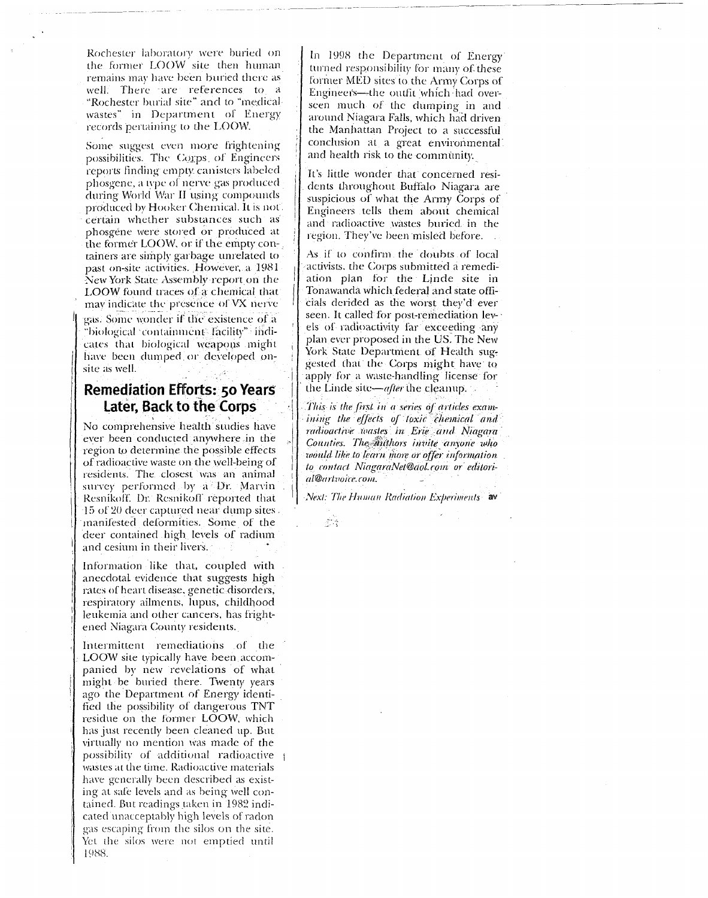Rochester laboratory were buried on the former LOOW site then human remains may have been buried there as well. There are references to a "Rochester burial site" and to "medical wastes" in Department of Energy records pertaining to the LOOW.

Some suggest even more frightening possibilities. The Corps of Engineers reports finding empty canisters labeled phosgene, a type of nerve gas produced during World War II using compounds produced by Hooker Chemical. It is not certain whether substances such as phosgene were stored or produced at the former LOOW, or if the empty containers are simply garbage unrelated to past on-site activities. However, a 1981 New York State Assembly report on the LOOW found traces of a chemical that may indicate the presence of VX nerve gas. Some wonder if the existence of a "biological containment facility" indicates that biological weapons might have been dumped or developed on-site as well.

## Remediation Efforts: 50 Years Later, Back to the Corps

No comprehensive health studies have ever been conducted anywhere in the region to determine the possible effects of radioactive waste on the well-being of residents. The closest was an animal survey performed by a Dr. Marvin Resnikoff. Dr. Resnikoff reported that 15 of 20 deer captured near dump sites manifested deformities. Some of the deer contained high levels of radium and cesium in their livers.

Information like that, coupled with anecdotal evidence that suggests high rates of heart disease, genetic disorders, respiratory ailments, lupus, childhood leukemia and other cancers, has frightened Niagara County residents.

Intermittent remediations of the LOOW site typically have been accompanied by new revelations of what might be buried there. Twenty years ago the Department of Energy identified the possibility of dangerous TNT residue on the former LOOW, which has just recently been cleaned up. But virtually no mention was made of the possibility of additional radioactive wastes at the time. Radioactive materials have generally been described as existing at safe levels and as being well contained. But readings taken in 1982 indicated unacceptably high levels of radon gas escaping from the silos on the site. Yet the silos were not emptied until 1988.

In 1998 the Department of Energy turned responsibility for many of these former MED sites to the Army Corps of Engineers—the outfit which had overseen much of the dumping in and around Niagara Falls, which had driven the Manhattan Project to a successful conclusion at a great environmental and health risk to the community.

It's little wonder that concerned residents throughout Buffalo Niagara are suspicious of what the Army Corps of Engineers tells them about chemical and radioactive wastes buried in the region. They've been misled before.

As if to confirm the doubts of local activists, the Corps submitted a remediation plan for the Linde site in Tonawanda which federal and state officials derided as the worst they'd ever seen. It called for post-remediation levels of radioactivity far exceeding any plan ever proposed in the US. The New York State Department of Health suggested that the Corps might have to apply for a waste-handling license for the Linde site—*after* the cleanup.

*This is the first in a series of articles examining the effects of toxic chemical and radioactive wastes in Erie and Niagara Counties. The authors invite anyone who would like to learn more or offer information to contact NiagaraNet@aol.com or editorial@artvoice.com.*

*Next: The Human Radiation Experiments* av